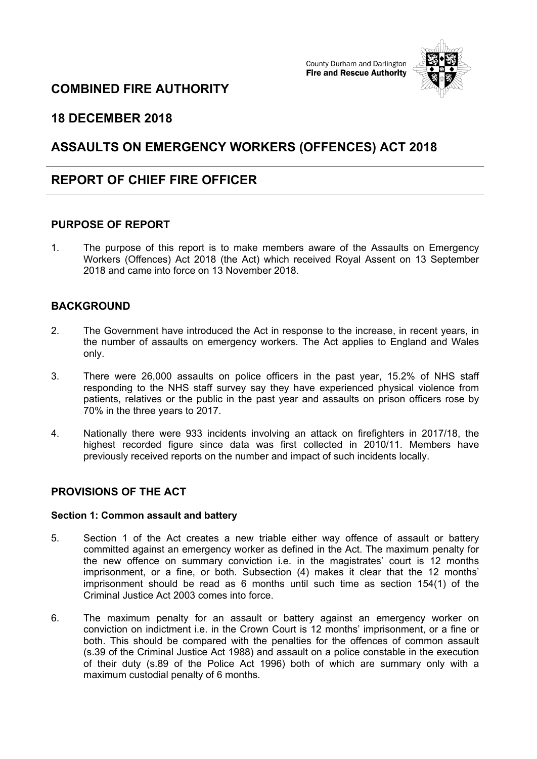County Durham and Darlington
**Fire and Rescue Authority**

# COMBINED FIRE AUTHORITY

## 18 DECEMBER 2018

## ASSAULTS ON EMERGENCY WORKERS (OFFENCES) ACT 2018

## REPORT OF CHIEF FIRE OFFICER

### PURPOSE OF REPORT

1. The purpose of this report is to make members aware of the Assaults on Emergency Workers (Offences) Act 2018 (the Act) which received Royal Assent on 13 September 2018 and came into force on 13 November 2018.

### BACKGROUND

2. The Government have introduced the Act in response to the increase, in recent years, in the number of assaults on emergency workers. The Act applies to England and Wales only.

3. There were 26,000 assaults on police officers in the past year, 15.2% of NHS staff responding to the NHS staff survey say they have experienced physical violence from patients, relatives or the public in the past year and assaults on prison officers rose by 70% in the three years to 2017.

4. Nationally there were 933 incidents involving an attack on firefighters in 2017/18, the highest recorded figure since data was first collected in 2010/11. Members have previously received reports on the number and impact of such incidents locally.

### PROVISIONS OF THE ACT

#### Section 1: Common assault and battery

5. Section 1 of the Act creates a new triable either way offence of assault or battery committed against an emergency worker as defined in the Act. The maximum penalty for the new offence on summary conviction i.e. in the magistrates' court is 12 months imprisonment, or a fine, or both. Subsection (4) makes it clear that the 12 months' imprisonment should be read as 6 months until such time as section 154(1) of the Criminal Justice Act 2003 comes into force.

6. The maximum penalty for an assault or battery against an emergency worker on conviction on indictment i.e. in the Crown Court is 12 months' imprisonment, or a fine or both. This should be compared with the penalties for the offences of common assault (s.39 of the Criminal Justice Act 1988) and assault on a police constable in the execution of their duty (s.89 of the Police Act 1996) both of which are summary only with a maximum custodial penalty of 6 months.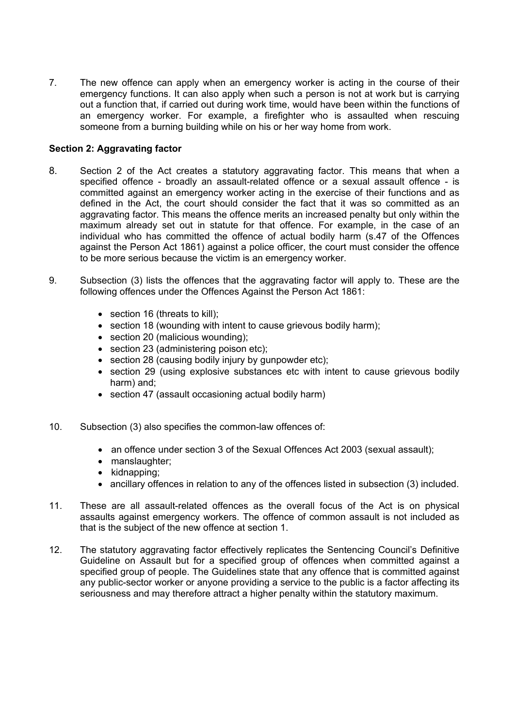7. The new offence can apply when an emergency worker is acting in the course of their emergency functions. It can also apply when such a person is not at work but is carrying out a function that, if carried out during work time, would have been within the functions of an emergency worker. For example, a firefighter who is assaulted when rescuing someone from a burning building while on his or her way home from work.

**Section 2: Aggravating factor**

8. Section 2 of the Act creates a statutory aggravating factor. This means that when a specified offence - broadly an assault-related offence or a sexual assault offence - is committed against an emergency worker acting in the exercise of their functions and as defined in the Act, the court should consider the fact that it was so committed as an aggravating factor. This means the offence merits an increased penalty but only within the maximum already set out in statute for that offence. For example, in the case of an individual who has committed the offence of actual bodily harm (s.47 of the Offences against the Person Act 1861) against a police officer, the court must consider the offence to be more serious because the victim is an emergency worker.

9. Subsection (3) lists the offences that the aggravating factor will apply to. These are the following offences under the Offences Against the Person Act 1861:

   - section 16 (threats to kill);
   - section 18 (wounding with intent to cause grievous bodily harm);
   - section 20 (malicious wounding);
   - section 23 (administering poison etc);
   - section 28 (causing bodily injury by gunpowder etc);
   - section 29 (using explosive substances etc with intent to cause grievous bodily harm) and;
   - section 47 (assault occasioning actual bodily harm)

10. Subsection (3) also specifies the common-law offences of:

   - an offence under section 3 of the Sexual Offences Act 2003 (sexual assault);
   - manslaughter;
   - kidnapping;
   - ancillary offences in relation to any of the offences listed in subsection (3) included.

11. These are all assault-related offences as the overall focus of the Act is on physical assaults against emergency workers. The offence of common assault is not included as that is the subject of the new offence at section 1.

12. The statutory aggravating factor effectively replicates the Sentencing Council's Definitive Guideline on Assault but for a specified group of offences when committed against a specified group of people. The Guidelines state that any offence that is committed against any public-sector worker or anyone providing a service to the public is a factor affecting its seriousness and may therefore attract a higher penalty within the statutory maximum.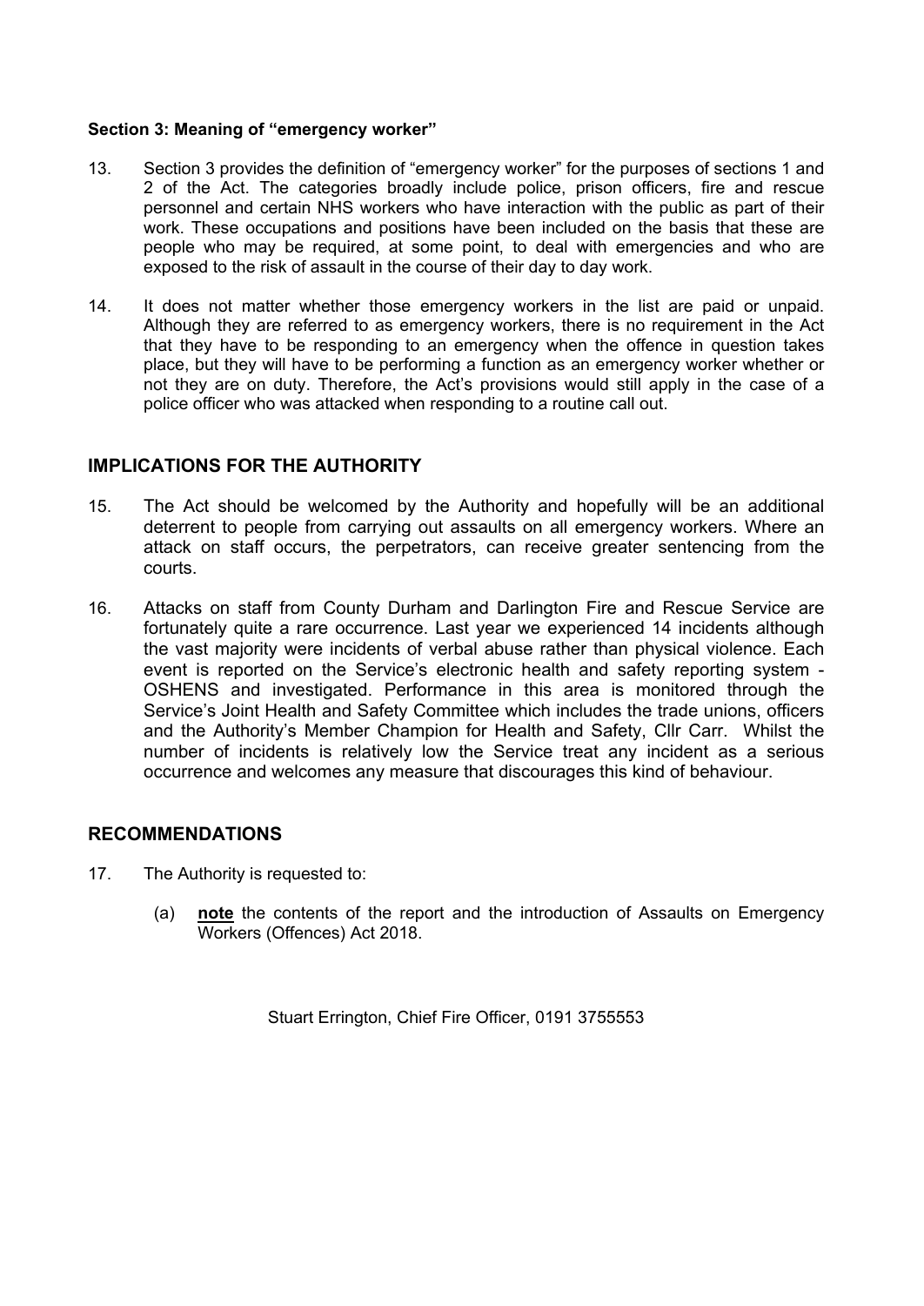**Section 3: Meaning of "emergency worker"**

13. Section 3 provides the definition of "emergency worker" for the purposes of sections 1 and 2 of the Act. The categories broadly include police, prison officers, fire and rescue personnel and certain NHS workers who have interaction with the public as part of their work. These occupations and positions have been included on the basis that these are people who may be required, at some point, to deal with emergencies and who are exposed to the risk of assault in the course of their day to day work.

14. It does not matter whether those emergency workers in the list are paid or unpaid. Although they are referred to as emergency workers, there is no requirement in the Act that they have to be responding to an emergency when the offence in question takes place, but they will have to be performing a function as an emergency worker whether or not they are on duty. Therefore, the Act's provisions would still apply in the case of a police officer who was attacked when responding to a routine call out.

## IMPLICATIONS FOR THE AUTHORITY

15. The Act should be welcomed by the Authority and hopefully will be an additional deterrent to people from carrying out assaults on all emergency workers. Where an attack on staff occurs, the perpetrators, can receive greater sentencing from the courts.

16. Attacks on staff from County Durham and Darlington Fire and Rescue Service are fortunately quite a rare occurrence. Last year we experienced 14 incidents although the vast majority were incidents of verbal abuse rather than physical violence. Each event is reported on the Service's electronic health and safety reporting system - OSHENS and investigated. Performance in this area is monitored through the Service's Joint Health and Safety Committee which includes the trade unions, officers and the Authority's Member Champion for Health and Safety, Cllr Carr. Whilst the number of incidents is relatively low the Service treat any incident as a serious occurrence and welcomes any measure that discourages this kind of behaviour.

## RECOMMENDATIONS

17. The Authority is requested to:

    (a) **note** the contents of the report and the introduction of Assaults on Emergency Workers (Offences) Act 2018.

Stuart Errington, Chief Fire Officer, 0191 3755553